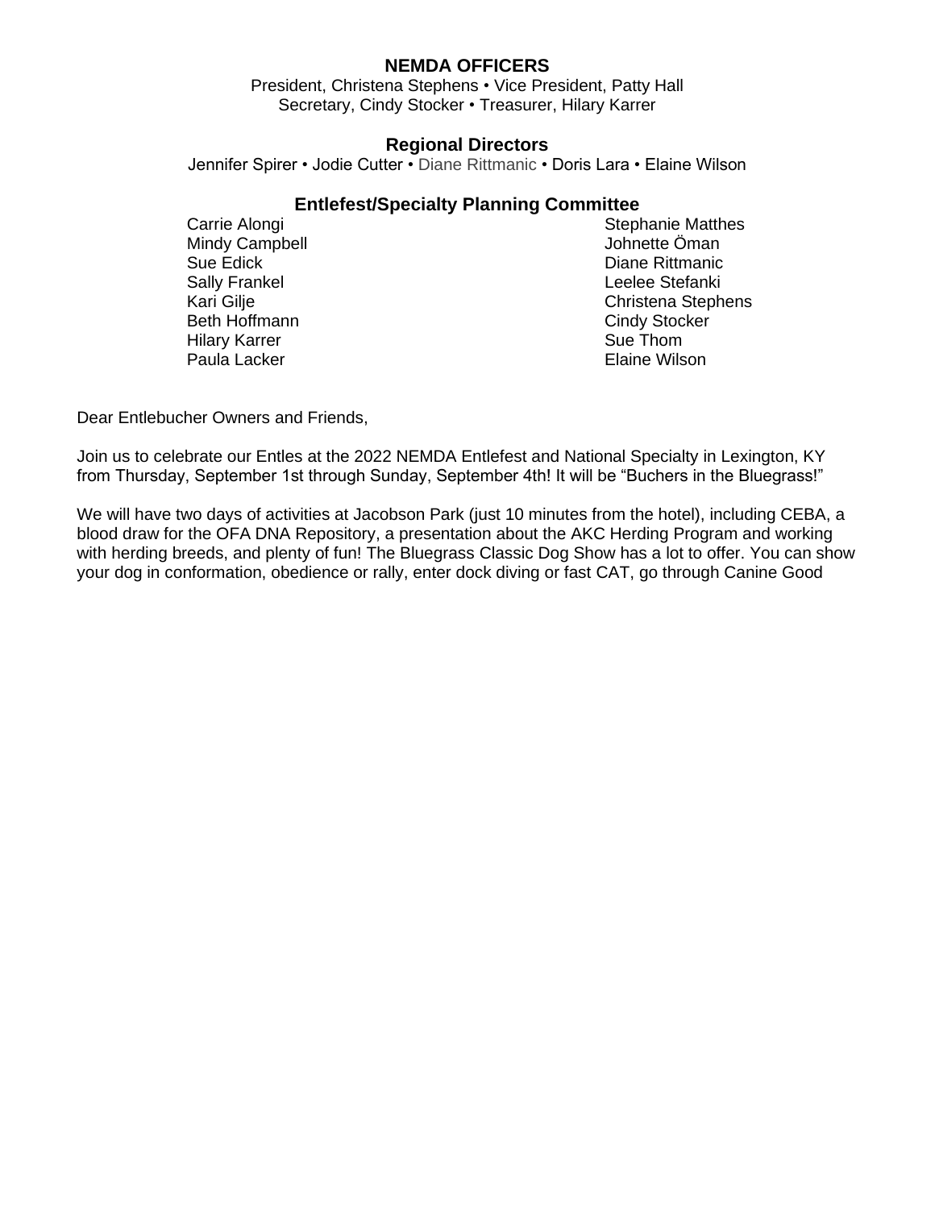## NEMDA OFFICERS

President, Christena Stephens • Vice President, Patty Hall
Secretary, Cindy Stocker • Treasurer, Hilary Karrer

## Regional Directors

Jennifer Spirer • Jodie Cutter • Diane Rittmanic • Doris Lara • Elaine Wilson

## Entlefest/Specialty Planning Committee

Carrie Alongi
Mindy Campbell
Sue Edick
Sally Frankel
Kari Gilje
Beth Hoffmann
Hilary Karrer
Paula Lacker
Stephanie Matthes
Johnette Öman
Diane Rittmanic
Leelee Stefanki
Christena Stephens
Cindy Stocker
Sue Thom
Elaine Wilson

Dear Entlebucher Owners and Friends,

Join us to celebrate our Entles at the 2022 NEMDA Entlefest and National Specialty in Lexington, KY from Thursday, September 1st through Sunday, September 4th! It will be "Buchers in the Bluegrass!"

We will have two days of activities at Jacobson Park (just 10 minutes from the hotel), including CEBA, a blood draw for the OFA DNA Repository, a presentation about the AKC Herding Program and working with herding breeds, and plenty of fun! The Bluegrass Classic Dog Show has a lot to offer. You can show your dog in conformation, obedience or rally, enter dock diving or fast CAT, go through Canine Good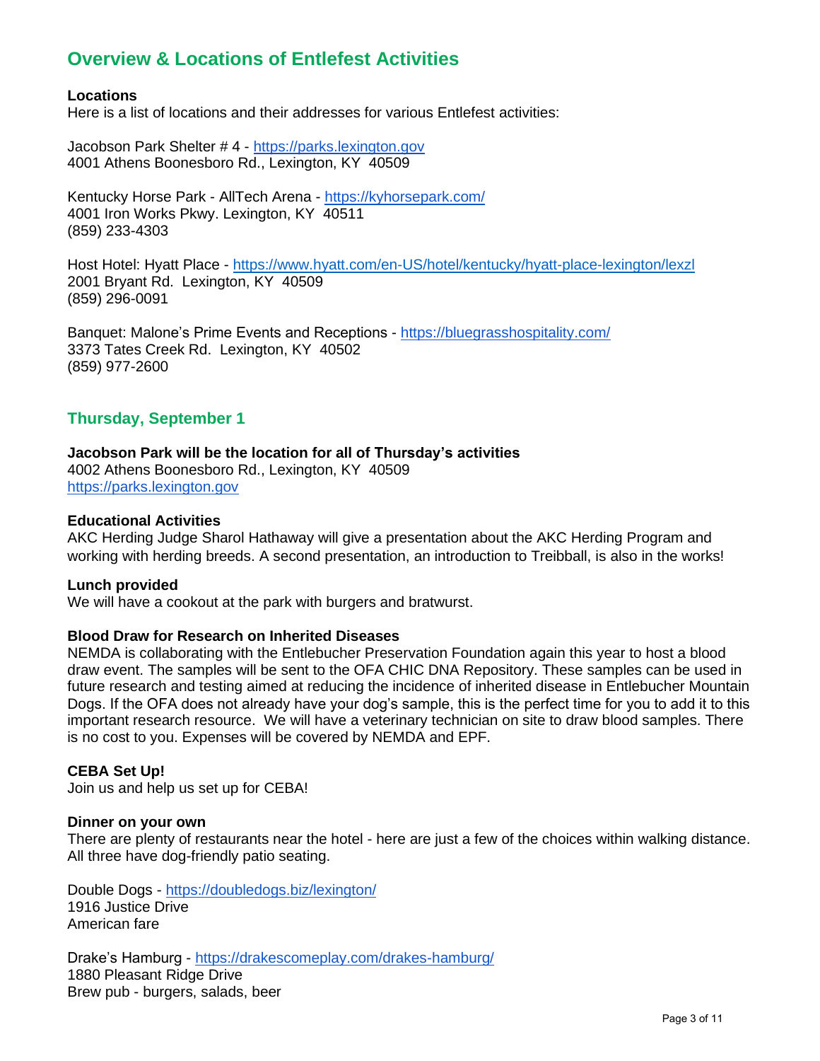## Overview & Locations of Entlefest Activities

**Locations**

Here is a list of locations and their addresses for various Entlefest activities:

Jacobson Park Shelter # 4 - https://parks.lexington.gov
4001 Athens Boonesboro Rd., Lexington, KY 40509

Kentucky Horse Park - AllTech Arena - https://kyhorsepark.com/
4001 Iron Works Pkwy. Lexington, KY 40511
(859) 233-4303

Host Hotel: Hyatt Place - https://www.hyatt.com/en-US/hotel/kentucky/hyatt-place-lexington/lexzl
2001 Bryant Rd. Lexington, KY 40509
(859) 296-0091

Banquet: Malone's Prime Events and Receptions - https://bluegrasshospitality.com/
3373 Tates Creek Rd. Lexington, KY 40502
(859) 977-2600

### Thursday, September 1

**Jacobson Park will be the location for all of Thursday's activities**
4002 Athens Boonesboro Rd., Lexington, KY 40509
https://parks.lexington.gov

**Educational Activities**

AKC Herding Judge Sharol Hathaway will give a presentation about the AKC Herding Program and working with herding breeds. A second presentation, an introduction to Treibball, is also in the works!

**Lunch provided**

We will have a cookout at the park with burgers and bratwurst.

**Blood Draw for Research on Inherited Diseases**

NEMDA is collaborating with the Entlebucher Preservation Foundation again this year to host a blood draw event. The samples will be sent to the OFA CHIC DNA Repository. These samples can be used in future research and testing aimed at reducing the incidence of inherited disease in Entlebucher Mountain Dogs. If the OFA does not already have your dog's sample, this is the perfect time for you to add it to this important research resource. We will have a veterinary technician on site to draw blood samples. There is no cost to you. Expenses will be covered by NEMDA and EPF.

**CEBA Set Up!**

Join us and help us set up for CEBA!

**Dinner on your own**

There are plenty of restaurants near the hotel - here are just a few of the choices within walking distance. All three have dog-friendly patio seating.

Double Dogs - https://doubledogs.biz/lexington/
1916 Justice Drive
American fare

Drake's Hamburg - https://drakescomeplay.com/drakes-hamburg/
1880 Pleasant Ridge Drive
Brew pub - burgers, salads, beer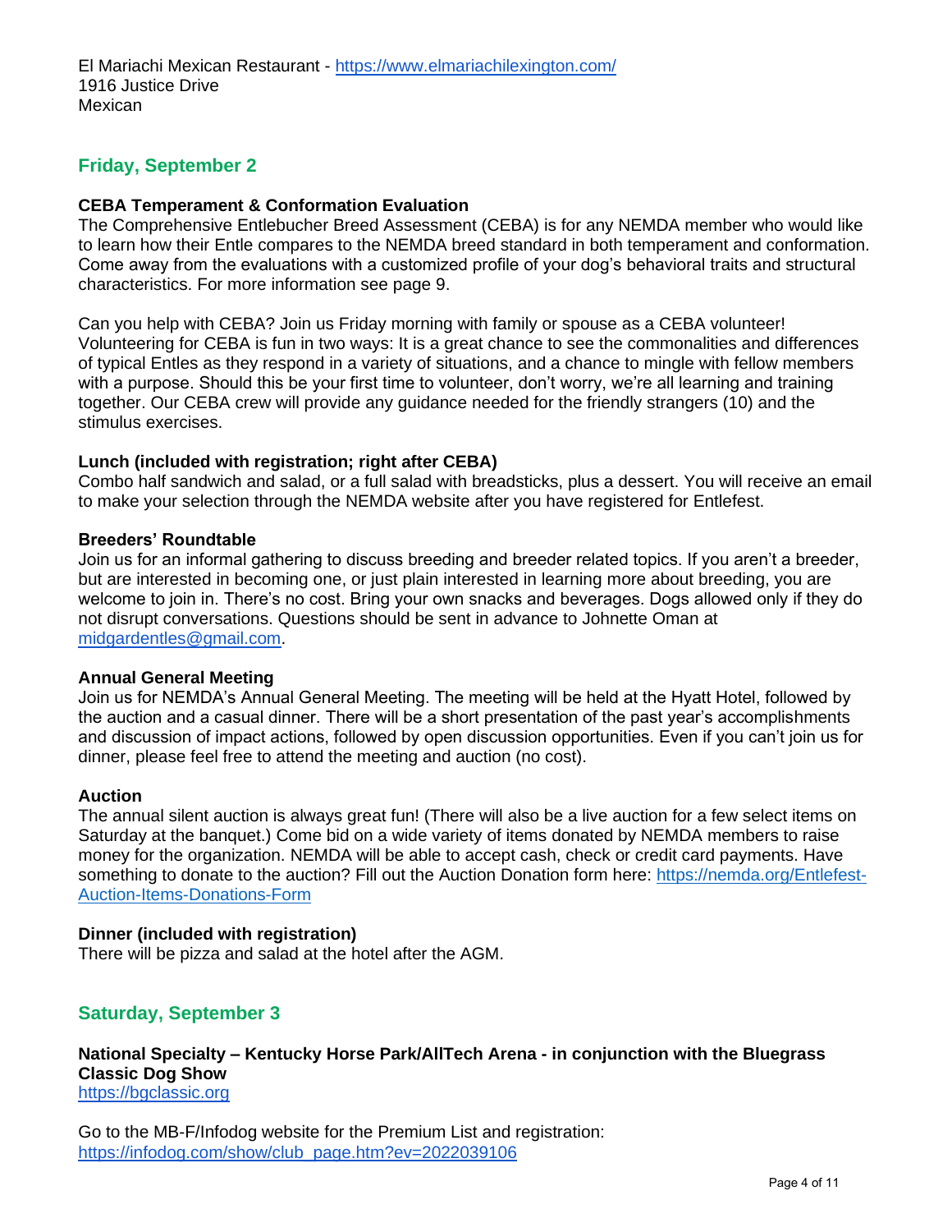El Mariachi Mexican Restaurant - https://www.elmariachilexington.com/
1916 Justice Drive
Mexican

## Friday, September 2

**CEBA Temperament & Conformation Evaluation**
The Comprehensive Entlebucher Breed Assessment (CEBA) is for any NEMDA member who would like to learn how their Entle compares to the NEMDA breed standard in both temperament and conformation. Come away from the evaluations with a customized profile of your dog's behavioral traits and structural characteristics. For more information see page 9.

Can you help with CEBA? Join us Friday morning with family or spouse as a CEBA volunteer! Volunteering for CEBA is fun in two ways: It is a great chance to see the commonalities and differences of typical Entles as they respond in a variety of situations, and a chance to mingle with fellow members with a purpose. Should this be your first time to volunteer, don't worry, we're all learning and training together. Our CEBA crew will provide any guidance needed for the friendly strangers (10) and the stimulus exercises.

**Lunch (included with registration; right after CEBA)**
Combo half sandwich and salad, or a full salad with breadsticks, plus a dessert. You will receive an email to make your selection through the NEMDA website after you have registered for Entlefest.

**Breeders' Roundtable**
Join us for an informal gathering to discuss breeding and breeder related topics. If you aren't a breeder, but are interested in becoming one, or just plain interested in learning more about breeding, you are welcome to join in. There's no cost. Bring your own snacks and beverages. Dogs allowed only if they do not disrupt conversations. Questions should be sent in advance to Johnette Oman at midgardentles@gmail.com.

**Annual General Meeting**
Join us for NEMDA's Annual General Meeting. The meeting will be held at the Hyatt Hotel, followed by the auction and a casual dinner. There will be a short presentation of the past year's accomplishments and discussion of impact actions, followed by open discussion opportunities. Even if you can't join us for dinner, please feel free to attend the meeting and auction (no cost).

**Auction**
The annual silent auction is always great fun! (There will also be a live auction for a few select items on Saturday at the banquet.) Come bid on a wide variety of items donated by NEMDA members to raise money for the organization. NEMDA will be able to accept cash, check or credit card payments. Have something to donate to the auction? Fill out the Auction Donation form here: https://nemda.org/Entlefest-Auction-Items-Donations-Form

**Dinner (included with registration)**
There will be pizza and salad at the hotel after the AGM.

## Saturday, September 3

**National Specialty – Kentucky Horse Park/AllTech Arena - in conjunction with the Bluegrass Classic Dog Show**
https://bgclassic.org

Go to the MB-F/Infodog website for the Premium List and registration:
https://infodog.com/show/club_page.htm?ev=2022039106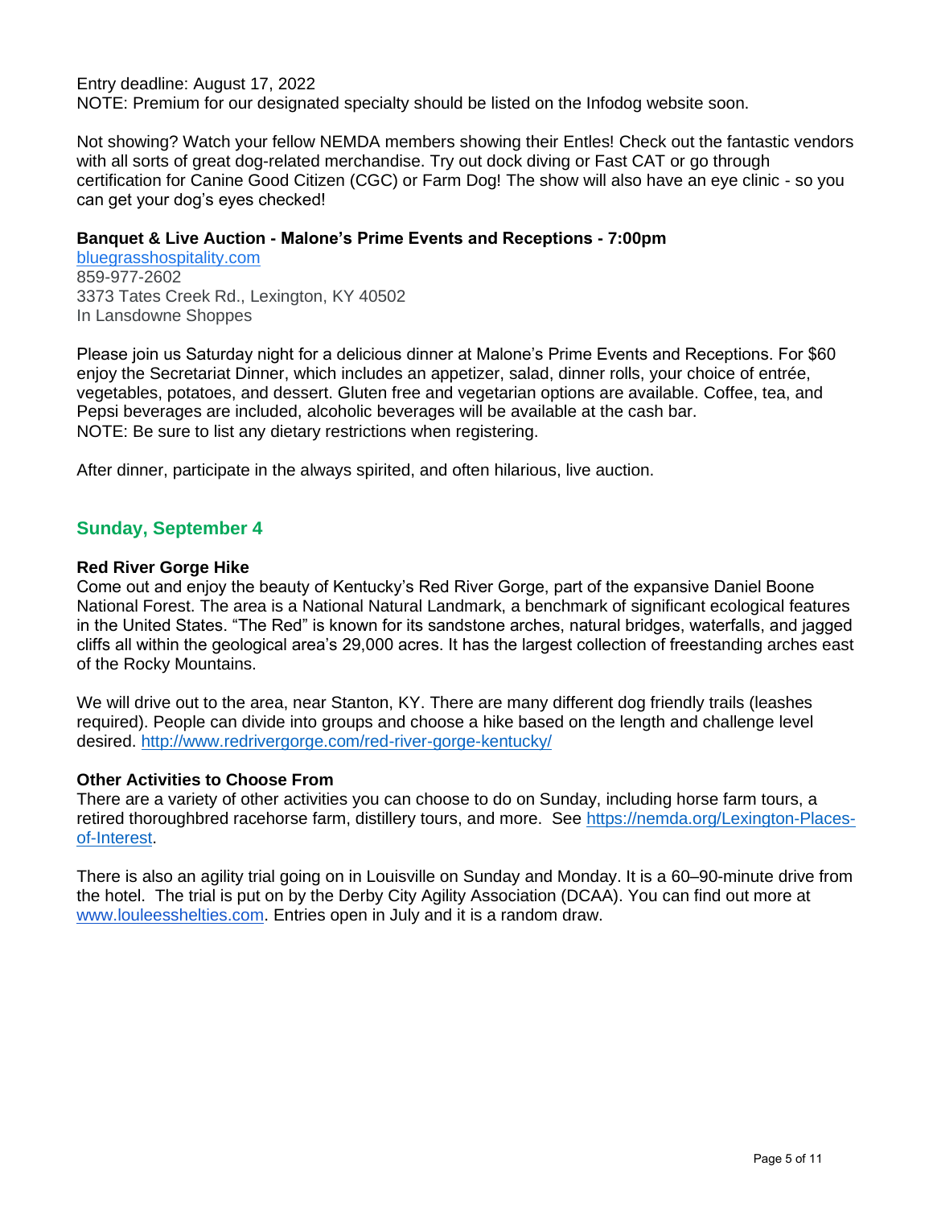Entry deadline: August 17, 2022
NOTE: Premium for our designated specialty should be listed on the Infodog website soon.

Not showing? Watch your fellow NEMDA members showing their Entles! Check out the fantastic vendors with all sorts of great dog-related merchandise. Try out dock diving or Fast CAT or go through certification for Canine Good Citizen (CGC) or Farm Dog! The show will also have an eye clinic - so you can get your dog's eyes checked!

**Banquet & Live Auction - Malone's Prime Events and Receptions - 7:00pm**
[bluegrasshospitality.com](bluegrasshospitality.com)
859-977-2602
3373 Tates Creek Rd., Lexington, KY 40502
In Lansdowne Shoppes

Please join us Saturday night for a delicious dinner at Malone's Prime Events and Receptions. For $60 enjoy the Secretariat Dinner, which includes an appetizer, salad, dinner rolls, your choice of entrée, vegetables, potatoes, and dessert. Gluten free and vegetarian options are available. Coffee, tea, and Pepsi beverages are included, alcoholic beverages will be available at the cash bar.
NOTE: Be sure to list any dietary restrictions when registering.

After dinner, participate in the always spirited, and often hilarious, live auction.

## Sunday, September 4

**Red River Gorge Hike**
Come out and enjoy the beauty of Kentucky's Red River Gorge, part of the expansive Daniel Boone National Forest. The area is a National Natural Landmark, a benchmark of significant ecological features in the United States. "The Red" is known for its sandstone arches, natural bridges, waterfalls, and jagged cliffs all within the geological area's 29,000 acres. It has the largest collection of freestanding arches east of the Rocky Mountains.

We will drive out to the area, near Stanton, KY. There are many different dog friendly trails (leashes required). People can divide into groups and choose a hike based on the length and challenge level desired. http://www.redrivergorge.com/red-river-gorge-kentucky/

**Other Activities to Choose From**
There are a variety of other activities you can choose to do on Sunday, including horse farm tours, a retired thoroughbred racehorse farm, distillery tours, and more. See https://nemda.org/Lexington-Places-of-Interest.

There is also an agility trial going on in Louisville on Sunday and Monday. It is a 60–90-minute drive from the hotel. The trial is put on by the Derby City Agility Association (DCAA). You can find out more at www.louleesshelties.com. Entries open in July and it is a random draw.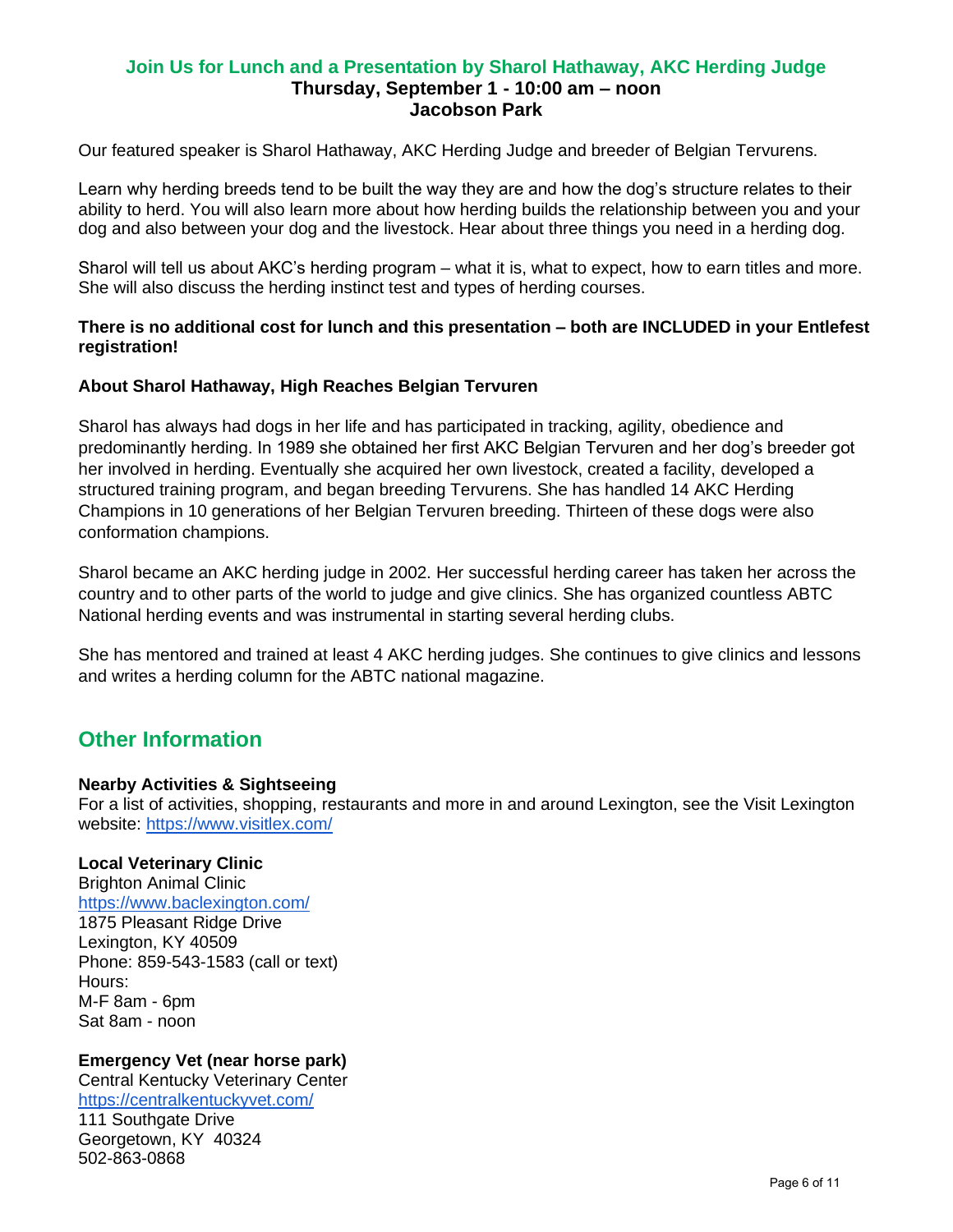## Join Us for Lunch and a Presentation by Sharol Hathaway, AKC Herding Judge

**Thursday, September 1 - 10:00 am – noon**
**Jacobson Park**

Our featured speaker is Sharol Hathaway, AKC Herding Judge and breeder of Belgian Tervurens.

Learn why herding breeds tend to be built the way they are and how the dog's structure relates to their ability to herd. You will also learn more about how herding builds the relationship between you and your dog and also between your dog and the livestock. Hear about three things you need in a herding dog.

Sharol will tell us about AKC's herding program – what it is, what to expect, how to earn titles and more. She will also discuss the herding instinct test and types of herding courses.

**There is no additional cost for lunch and this presentation – both are INCLUDED in your Entlefest registration!**

**About Sharol Hathaway, High Reaches Belgian Tervuren**

Sharol has always had dogs in her life and has participated in tracking, agility, obedience and predominantly herding. In 1989 she obtained her first AKC Belgian Tervuren and her dog's breeder got her involved in herding. Eventually she acquired her own livestock, created a facility, developed a structured training program, and began breeding Tervurens. She has handled 14 AKC Herding Champions in 10 generations of her Belgian Tervuren breeding. Thirteen of these dogs were also conformation champions.

Sharol became an AKC herding judge in 2002. Her successful herding career has taken her across the country and to other parts of the world to judge and give clinics. She has organized countless ABTC National herding events and was instrumental in starting several herding clubs.

She has mentored and trained at least 4 AKC herding judges. She continues to give clinics and lessons and writes a herding column for the ABTC national magazine.

## Other Information

**Nearby Activities & Sightseeing**
For a list of activities, shopping, restaurants and more in and around Lexington, see the Visit Lexington website: https://www.visitlex.com/

**Local Veterinary Clinic**
Brighton Animal Clinic
https://www.baclexington.com/
1875 Pleasant Ridge Drive
Lexington, KY 40509
Phone: 859-543-1583 (call or text)
Hours:
M-F 8am - 6pm
Sat 8am - noon

**Emergency Vet (near horse park)**
Central Kentucky Veterinary Center
https://centralkentuckyvet.com/
111 Southgate Drive
Georgetown, KY 40324
502-863-0868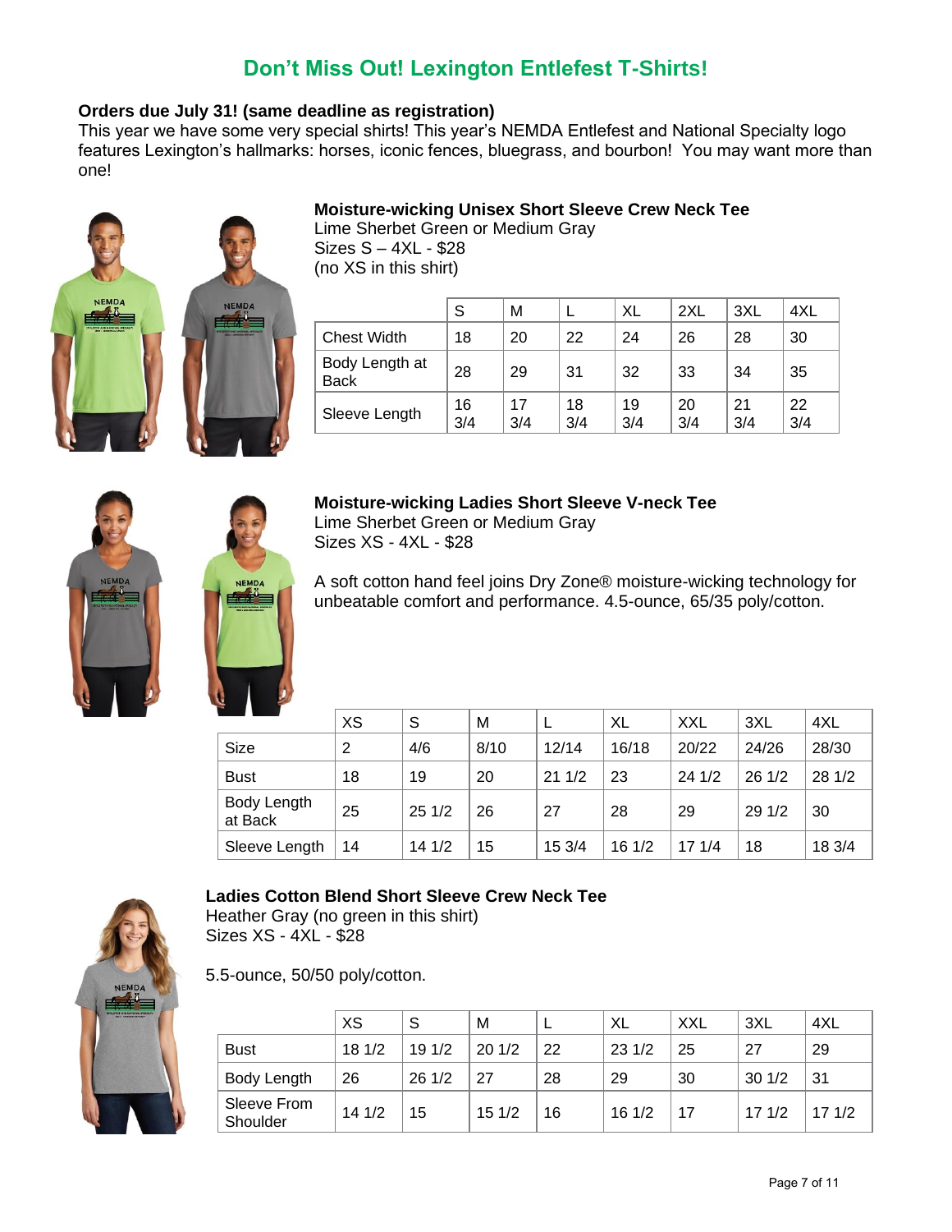# Don't Miss Out! Lexington Entlefest T-Shirts!

**Orders due July 31! (same deadline as registration)**
This year we have some very special shirts! This year's NEMDA Entlefest and National Specialty logo features Lexington's hallmarks: horses, iconic fences, bluegrass, and bourbon! You may want more than one!

### Moisture-wicking Unisex Short Sleeve Crew Neck Tee

Lime Sherbet Green or Medium Gray
Sizes S – 4XL - $28
(no XS in this shirt)

| | S | M | L | XL | 2XL | 3XL | 4XL |
|---|---|---|---|---|---|---|---|
| Chest Width | 18 | 20 | 22 | 24 | 26 | 28 | 30 |
| Body Length at Back | 28 | 29 | 31 | 32 | 33 | 34 | 35 |
| Sleeve Length | 16 3/4 | 17 3/4 | 18 3/4 | 19 3/4 | 20 3/4 | 21 3/4 | 22 3/4 |

### Moisture-wicking Ladies Short Sleeve V-neck Tee

Lime Sherbet Green or Medium Gray
Sizes XS - 4XL - $28

A soft cotton hand feel joins Dry Zone® moisture-wicking technology for unbeatable comfort and performance. 4.5-ounce, 65/35 poly/cotton.

| | XS | S | M | L | XL | XXL | 3XL | 4XL |
|---|---|---|---|---|---|---|---|---|
| Size | 2 | 4/6 | 8/10 | 12/14 | 16/18 | 20/22 | 24/26 | 28/30 |
| Bust | 18 | 19 | 20 | 21 1/2 | 23 | 24 1/2 | 26 1/2 | 28 1/2 |
| Body Length at Back | 25 | 25 1/2 | 26 | 27 | 28 | 29 | 29 1/2 | 30 |
| Sleeve Length | 14 | 14 1/2 | 15 | 15 3/4 | 16 1/2 | 17 1/4 | 18 | 18 3/4 |

### Ladies Cotton Blend Short Sleeve Crew Neck Tee

Heather Gray (no green in this shirt)
Sizes XS - 4XL - $28

5.5-ounce, 50/50 poly/cotton.

| | XS | S | M | L | XL | XXL | 3XL | 4XL |
|---|---|---|---|---|---|---|---|---|
| Bust | 18 1/2 | 19 1/2 | 20 1/2 | 22 | 23 1/2 | 25 | 27 | 29 |
| Body Length | 26 | 26 1/2 | 27 | 28 | 29 | 30 | 30 1/2 | 31 |
| Sleeve From Shoulder | 14 1/2 | 15 | 15 1/2 | 16 | 16 1/2 | 17 | 17 1/2 | 17 1/2 |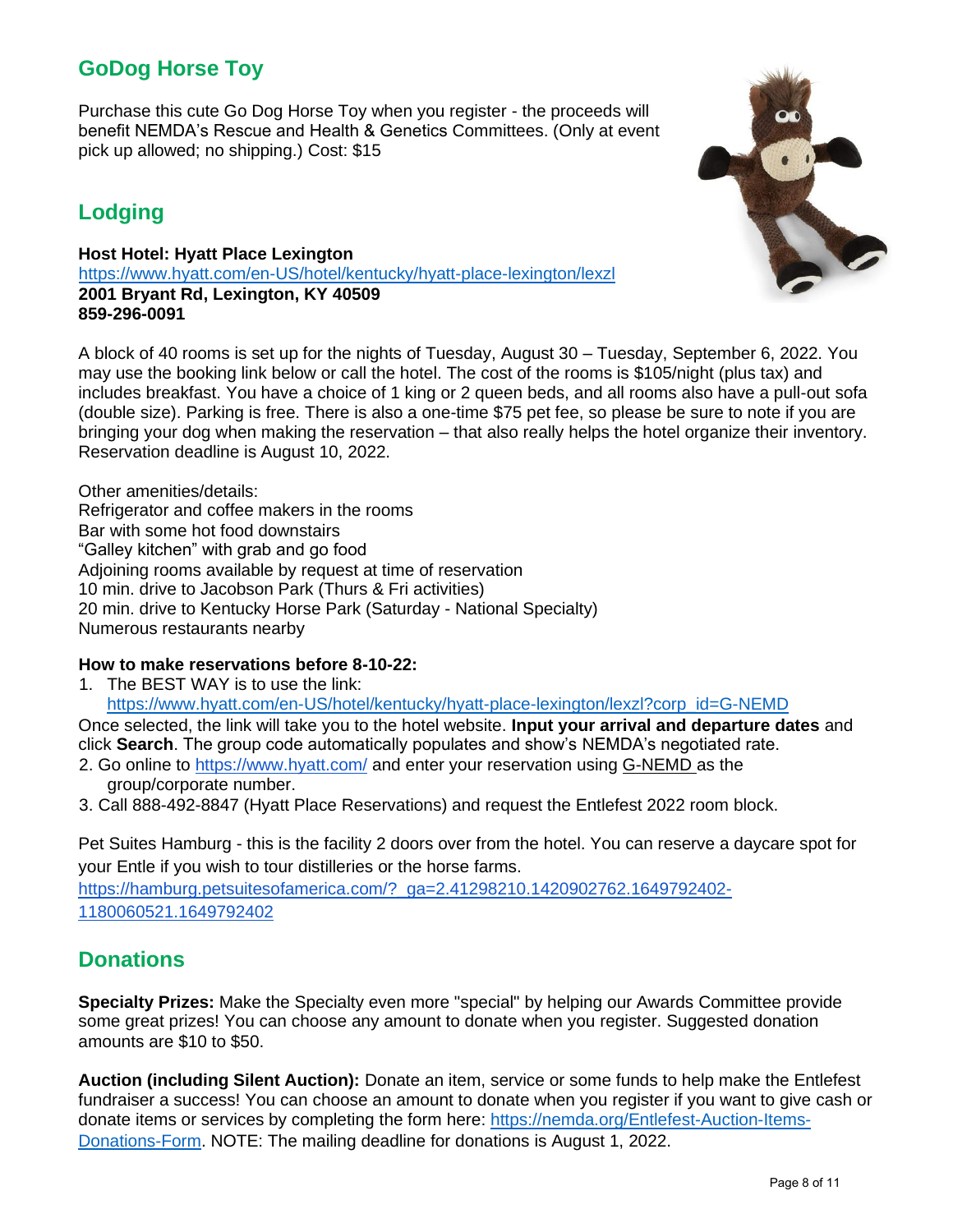## GoDog Horse Toy

Purchase this cute Go Dog Horse Toy when you register - the proceeds will benefit NEMDA's Rescue and Health & Genetics Committees. (Only at event pick up allowed; no shipping.) Cost: $15

## Lodging

**Host Hotel: Hyatt Place Lexington**
https://www.hyatt.com/en-US/hotel/kentucky/hyatt-place-lexington/lexzl
**2001 Bryant Rd, Lexington, KY 40509**
**859-296-0091**

A block of 40 rooms is set up for the nights of Tuesday, August 30 – Tuesday, September 6, 2022. You may use the booking link below or call the hotel. The cost of the rooms is $105/night (plus tax) and includes breakfast. You have a choice of 1 king or 2 queen beds, and all rooms also have a pull-out sofa (double size). Parking is free. There is also a one-time $75 pet fee, so please be sure to note if you are bringing your dog when making the reservation – that also really helps the hotel organize their inventory. Reservation deadline is August 10, 2022.

Other amenities/details:
Refrigerator and coffee makers in the rooms
Bar with some hot food downstairs
"Galley kitchen" with grab and go food
Adjoining rooms available by request at time of reservation
10 min. drive to Jacobson Park (Thurs & Fri activities)
20 min. drive to Kentucky Horse Park (Saturday - National Specialty)
Numerous restaurants nearby

**How to make reservations before 8-10-22:**

1. The BEST WAY is to use the link: https://www.hyatt.com/en-US/hotel/kentucky/hyatt-place-lexington/lexzl?corp_id=G-NEMD
   Once selected, the link will take you to the hotel website. **Input your arrival and departure dates** and click **Search**. The group code automatically populates and show's NEMDA's negotiated rate.
2. Go online to https://www.hyatt.com/ and enter your reservation using G-NEMD as the group/corporate number.
3. Call 888-492-8847 (Hyatt Place Reservations) and request the Entlefest 2022 room block.

Pet Suites Hamburg - this is the facility 2 doors over from the hotel. You can reserve a daycare spot for your Entle if you wish to tour distilleries or the horse farms.
https://hamburg.petsuitesofamerica.com/?_ga=2.41298210.1420902762.1649792402-1180060521.1649792402

## Donations

**Specialty Prizes:** Make the Specialty even more "special" by helping our Awards Committee provide some great prizes! You can choose any amount to donate when you register. Suggested donation amounts are $10 to $50.

**Auction (including Silent Auction):** Donate an item, service or some funds to help make the Entlefest fundraiser a success! You can choose an amount to donate when you register if you want to give cash or donate items or services by completing the form here: https://nemda.org/Entlefest-Auction-Items-Donations-Form. NOTE: The mailing deadline for donations is August 1, 2022.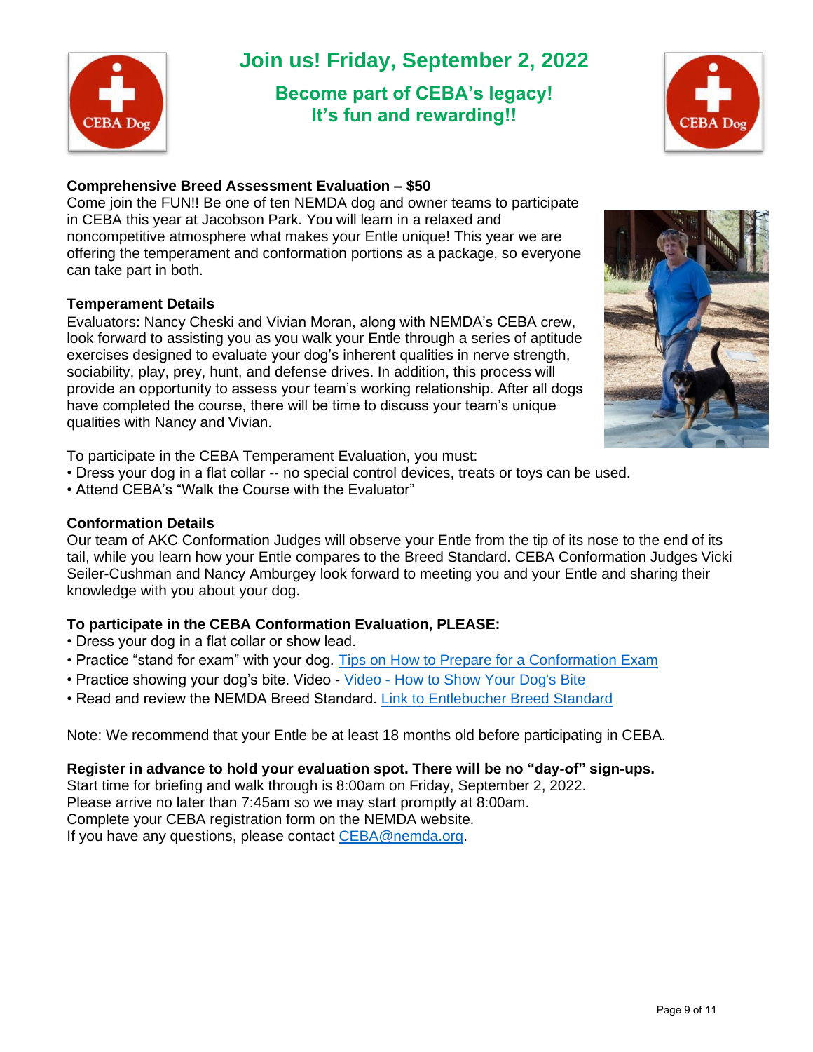# Join us! Friday, September 2, 2022

## Become part of CEBA's legacy! It's fun and rewarding!!

**Comprehensive Breed Assessment Evaluation – $50**

Come join the FUN!! Be one of ten NEMDA dog and owner teams to participate in CEBA this year at Jacobson Park. You will learn in a relaxed and noncompetitive atmosphere what makes your Entle unique! This year we are offering the temperament and conformation portions as a package, so everyone can take part in both.

**Temperament Details**

Evaluators: Nancy Cheski and Vivian Moran, along with NEMDA's CEBA crew, look forward to assisting you as you walk your Entle through a series of aptitude exercises designed to evaluate your dog's inherent qualities in nerve strength, sociability, play, prey, hunt, and defense drives. In addition, this process will provide an opportunity to assess your team's working relationship. After all dogs have completed the course, there will be time to discuss your team's unique qualities with Nancy and Vivian.

To participate in the CEBA Temperament Evaluation, you must:

- Dress your dog in a flat collar -- no special control devices, treats or toys can be used.
- Attend CEBA's "Walk the Course with the Evaluator"

**Conformation Details**

Our team of AKC Conformation Judges will observe your Entle from the tip of its nose to the end of its tail, while you learn how your Entle compares to the Breed Standard. CEBA Conformation Judges Vicki Seiler-Cushman and Nancy Amburgey look forward to meeting you and your Entle and sharing their knowledge with you about your dog.

**To participate in the CEBA Conformation Evaluation, PLEASE:**

- Dress your dog in a flat collar or show lead.
- Practice "stand for exam" with your dog. Tips on How to Prepare for a Conformation Exam
- Practice showing your dog's bite. Video - Video - How to Show Your Dog's Bite
- Read and review the NEMDA Breed Standard. Link to Entlebucher Breed Standard

Note: We recommend that your Entle be at least 18 months old before participating in CEBA.

**Register in advance to hold your evaluation spot. There will be no "day-of" sign-ups.**
Start time for briefing and walk through is 8:00am on Friday, September 2, 2022.
Please arrive no later than 7:45am so we may start promptly at 8:00am.
Complete your CEBA registration form on the NEMDA website.
If you have any questions, please contact CEBA@nemda.org.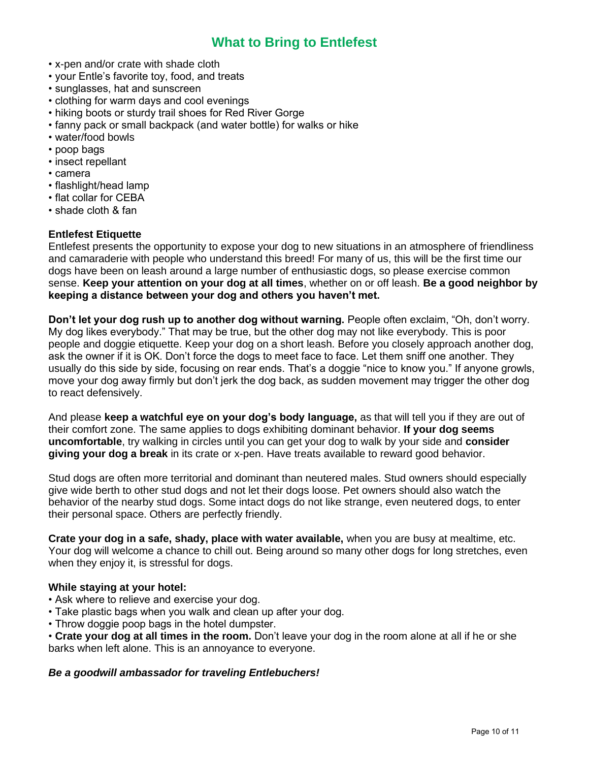# What to Bring to Entlefest

- x-pen and/or crate with shade cloth
- your Entle's favorite toy, food, and treats
- sunglasses, hat and sunscreen
- clothing for warm days and cool evenings
- hiking boots or sturdy trail shoes for Red River Gorge
- fanny pack or small backpack (and water bottle) for walks or hike
- water/food bowls
- poop bags
- insect repellant
- camera
- flashlight/head lamp
- flat collar for CEBA
- shade cloth & fan

**Entlefest Etiquette**

Entlefest presents the opportunity to expose your dog to new situations in an atmosphere of friendliness and camaraderie with people who understand this breed! For many of us, this will be the first time our dogs have been on leash around a large number of enthusiastic dogs, so please exercise common sense. **Keep your attention on your dog at all times**, whether on or off leash. **Be a good neighbor by keeping a distance between your dog and others you haven't met.**

**Don't let your dog rush up to another dog without warning.** People often exclaim, "Oh, don't worry. My dog likes everybody." That may be true, but the other dog may not like everybody. This is poor people and doggie etiquette. Keep your dog on a short leash. Before you closely approach another dog, ask the owner if it is OK. Don't force the dogs to meet face to face. Let them sniff one another. They usually do this side by side, focusing on rear ends. That's a doggie "nice to know you." If anyone growls, move your dog away firmly but don't jerk the dog back, as sudden movement may trigger the other dog to react defensively.

And please **keep a watchful eye on your dog's body language,** as that will tell you if they are out of their comfort zone. The same applies to dogs exhibiting dominant behavior. **If your dog seems uncomfortable**, try walking in circles until you can get your dog to walk by your side and **consider giving your dog a break** in its crate or x-pen. Have treats available to reward good behavior.

Stud dogs are often more territorial and dominant than neutered males. Stud owners should especially give wide berth to other stud dogs and not let their dogs loose. Pet owners should also watch the behavior of the nearby stud dogs. Some intact dogs do not like strange, even neutered dogs, to enter their personal space. Others are perfectly friendly.

**Crate your dog in a safe, shady, place with water available,** when you are busy at mealtime, etc. Your dog will welcome a chance to chill out. Being around so many other dogs for long stretches, even when they enjoy it, is stressful for dogs.

**While staying at your hotel:**

- Ask where to relieve and exercise your dog.
- Take plastic bags when you walk and clean up after your dog.
- Throw doggie poop bags in the hotel dumpster.
- **Crate your dog at all times in the room.** Don't leave your dog in the room alone at all if he or she barks when left alone. This is an annoyance to everyone.

***Be a goodwill ambassador for traveling Entlebuchers!***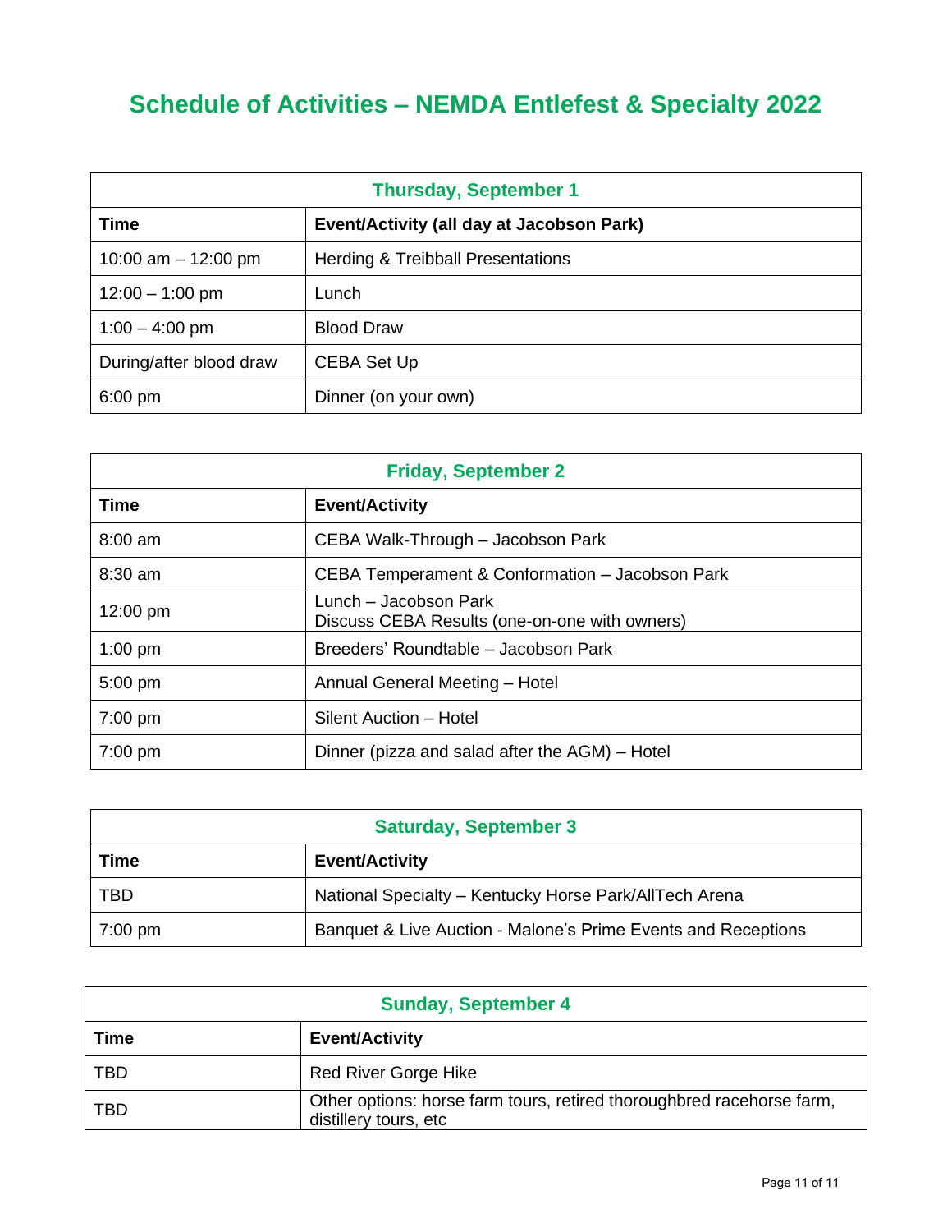# Schedule of Activities – NEMDA Entlefest & Specialty 2022

| Thursday, September 1 | |
|---|---|
| **Time** | **Event/Activity (all day at Jacobson Park)** |
| 10:00 am – 12:00 pm | Herding & Treibball Presentations |
| 12:00 – 1:00 pm | Lunch |
| 1:00 – 4:00 pm | Blood Draw |
| During/after blood draw | CEBA Set Up |
| 6:00 pm | Dinner (on your own) |

| Friday, September 2 | |
|---|---|
| **Time** | **Event/Activity** |
| 8:00 am | CEBA Walk-Through – Jacobson Park |
| 8:30 am | CEBA Temperament & Conformation – Jacobson Park |
| 12:00 pm | Lunch – Jacobson Park<br>Discuss CEBA Results (one-on-one with owners) |
| 1:00 pm | Breeders' Roundtable – Jacobson Park |
| 5:00 pm | Annual General Meeting – Hotel |
| 7:00 pm | Silent Auction – Hotel |
| 7:00 pm | Dinner (pizza and salad after the AGM) – Hotel |

| Saturday, September 3 | |
|---|---|
| **Time** | **Event/Activity** |
| TBD | National Specialty – Kentucky Horse Park/AllTech Arena |
| 7:00 pm | Banquet & Live Auction - Malone's Prime Events and Receptions |

| Sunday, September 4 | |
|---|---|
| **Time** | **Event/Activity** |
| TBD | Red River Gorge Hike |
| TBD | Other options: horse farm tours, retired thoroughbred racehorse farm, distillery tours, etc |